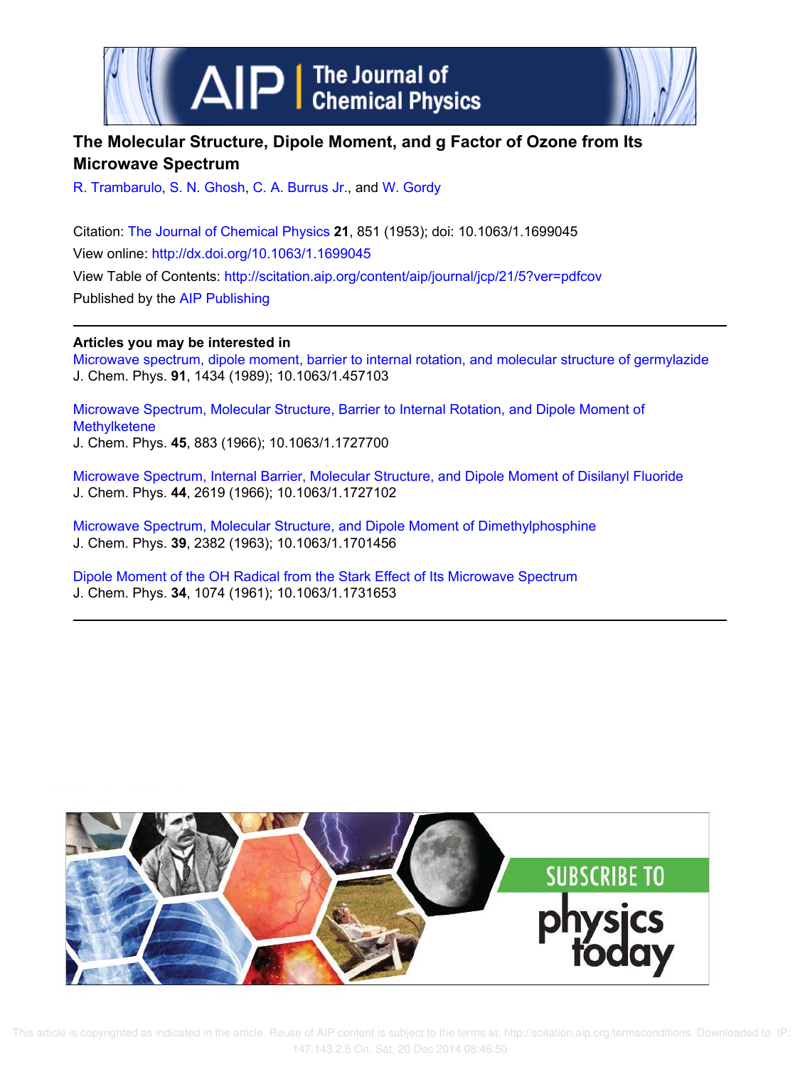# The Molecular Structure, Dipole Moment, and g Factor of Ozone from Its Microwave Spectrum

R. Trambarulo, S. N. Ghosh, C. A. Burrus Jr., and W. Gordy

Citation: The Journal of Chemical Physics **21**, 851 (1953); doi: 10.1063/1.1699045

View online: http://dx.doi.org/10.1063/1.1699045

View Table of Contents: http://scitation.aip.org/content/aip/journal/jcp/21/5?ver=pdfcov

Published by the AIP Publishing

**Articles you may be interested in**

Microwave spectrum, dipole moment, barrier to internal rotation, and molecular structure of germylazide
J. Chem. Phys. **91**, 1434 (1989); 10.1063/1.457103

Microwave Spectrum, Molecular Structure, Barrier to Internal Rotation, and Dipole Moment of Methylketene
J. Chem. Phys. **45**, 883 (1966); 10.1063/1.1727700

Microwave Spectrum, Internal Barrier, Molecular Structure, and Dipole Moment of Disilanyl Fluoride
J. Chem. Phys. **44**, 2619 (1966); 10.1063/1.1727102

Microwave Spectrum, Molecular Structure, and Dipole Moment of Dimethylphosphine
J. Chem. Phys. **39**, 2382 (1963); 10.1063/1.1701456

Dipole Moment of the OH Radical from the Stark Effect of Its Microwave Spectrum
J. Chem. Phys. **34**, 1074 (1961); 10.1063/1.1731653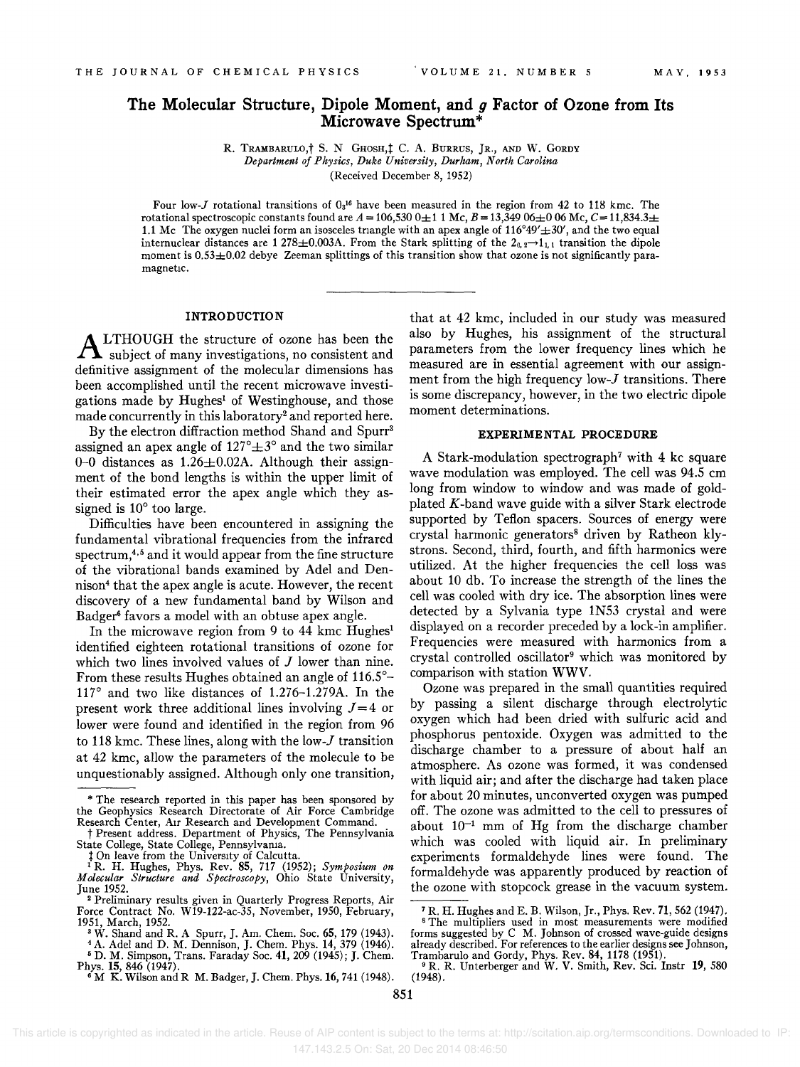# The Molecular Structure, Dipole Moment, and g Factor of Ozone from Its Microwave Spectrum*

R. Trambarulo,† S. N. Ghosh,‡ C. A. Burrus, Jr., and W. Gordy

*Department of Physics, Duke University, Durham, North Carolina*

(Received December 8, 1952)

Four low-$J$ rotational transitions of $O_3^{16}$ have been measured in the region from 42 to 118 kmc. The rotational spectroscopic constants found are $A=106,530.0\pm1.1$ Mc, $B=13,349.06\pm0.06$ Mc, $C=11,834.3\pm1.1$ Mc. The oxygen nuclei form an isosceles triangle with an apex angle of $116°49'\pm30'$, and the two equal internuclear distances are $1.278\pm0.003$A. From the Stark splitting of the $2_{0,2}\rightarrow1_{1,1}$ transition the dipole moment is $0.53\pm0.02$ debye. Zeeman splittings of this transition show that ozone is not significantly paramagnetic.

## INTRODUCTION

Although the structure of ozone has been the subject of many investigations, no consistent and definitive assignment of the molecular dimensions has been accomplished until the recent microwave investigations made by Hughes[1] of Westinghouse, and those made concurrently in this laboratory[2] and reported here.

By the electron diffraction method Shand and Spurr[3] assigned an apex angle of $127°\pm3°$ and the two similar O–O distances as $1.26\pm0.02$A. Although their assignment of the bond lengths is within the upper limit of their estimated error the apex angle which they assigned is 10° too large.

Difficulties have been encountered in assigning the fundamental vibrational frequencies from the infrared spectrum,[4,5] and it would appear from the fine structure of the vibrational bands examined by Adel and Dennison[4] that the apex angle is acute. However, the recent discovery of a new fundamental band by Wilson and Badger[6] favors a model with an obtuse apex angle.

In the microwave region from 9 to 44 kmc Hughes[1] identified eighteen rotational transitions of ozone for which two lines involved values of $J$ lower than nine. From these results Hughes obtained an angle of 116.5°–117° and two like distances of 1.276–1.279A. In the present work three additional lines involving $J=4$ or lower were found and identified in the region from 96 to 118 kmc. These lines, along with the low-$J$ transition at 42 kmc, allow the parameters of the molecule to be unquestionably assigned. Although only one transition, that at 42 kmc, included in our study was measured also by Hughes, his assignment of the structural parameters from the lower frequency lines which he measured are in essential agreement with our assignment from the high frequency low-$J$ transitions. There is some discrepancy, however, in the two electric dipole moment determinations.

## EXPERIMENTAL PROCEDURE

A Stark-modulation spectrograph[7] with 4 kc square wave modulation was employed. The cell was 94.5 cm long from window to window and was made of gold-plated $K$-band wave guide with a silver Stark electrode supported by Teflon spacers. Sources of energy were crystal harmonic generators[8] driven by Ratheon klystrons. Second, third, fourth, and fifth harmonics were utilized. At the higher frequencies the cell loss was about 10 db. To increase the strength of the lines the cell was cooled with dry ice. The absorption lines were detected by a Sylvania type 1N53 crystal and were displayed on a recorder preceded by a lock-in amplifier. Frequencies were measured with harmonics from a crystal controlled oscillator[9] which was monitored by comparison with station WWV.

Ozone was prepared in the small quantities required by passing a silent discharge through electrolytic oxygen which had been dried with sulfuric acid and phosphorus pentoxide. Oxygen was admitted to the discharge chamber to a pressure of about half an atmosphere. As ozone was formed, it was condensed with liquid air; and after the discharge had taken place for about 20 minutes, unconverted oxygen was pumped off. The ozone was admitted to the cell to pressures of about $10^{-1}$ mm of Hg from the discharge chamber which was cooled with liquid air. In preliminary experiments formaldehyde lines were found. The formaldehyde was apparently produced by reaction of the ozone with stopcock grease in the vacuum system.

---

* The research reported in this paper has been sponsored by the Geophysics Research Directorate of Air Force Cambridge Research Center, Air Research and Development Command.

† Present address. Department of Physics, The Pennsylvania State College, State College, Pennsylvania.

‡ On leave from the University of Calcutta.

[1] R. H. Hughes, Phys. Rev. 85, 717 (1952); *Symposium on Molecular Structure and Spectroscopy*, Ohio State University, June 1952.

[2] Preliminary results given in Quarterly Progress Reports, Air Force Contract No. W19-122-ac-35, November, 1950, February, 1951, March, 1952.

[3] W. Shand and R. A. Spurr, J. Am. Chem. Soc. 65, 179 (1943).

[4] A. Adel and D. M. Dennison, J. Chem. Phys. 14, 379 (1946).

[5] D. M. Simpson, Trans. Faraday Soc. 41, 209 (1945); J. Chem. Phys. 15, 846 (1947).

[6] M. K. Wilson and R. M. Badger, J. Chem. Phys. 16, 741 (1948).

[7] R. H. Hughes and E. B. Wilson, Jr., Phys. Rev. 71, 562 (1947).

[8] The multipliers used in most measurements were modified forms suggested by C. M. Johnson of crossed wave-guide designs already described. For references to the earlier designs see Johnson, Trambarulo and Gordy, Phys. Rev. 84, 1178 (1951).

[9] R. R. Unterberger and W. V. Smith, Rev. Sci. Instr 19, 580 (1948).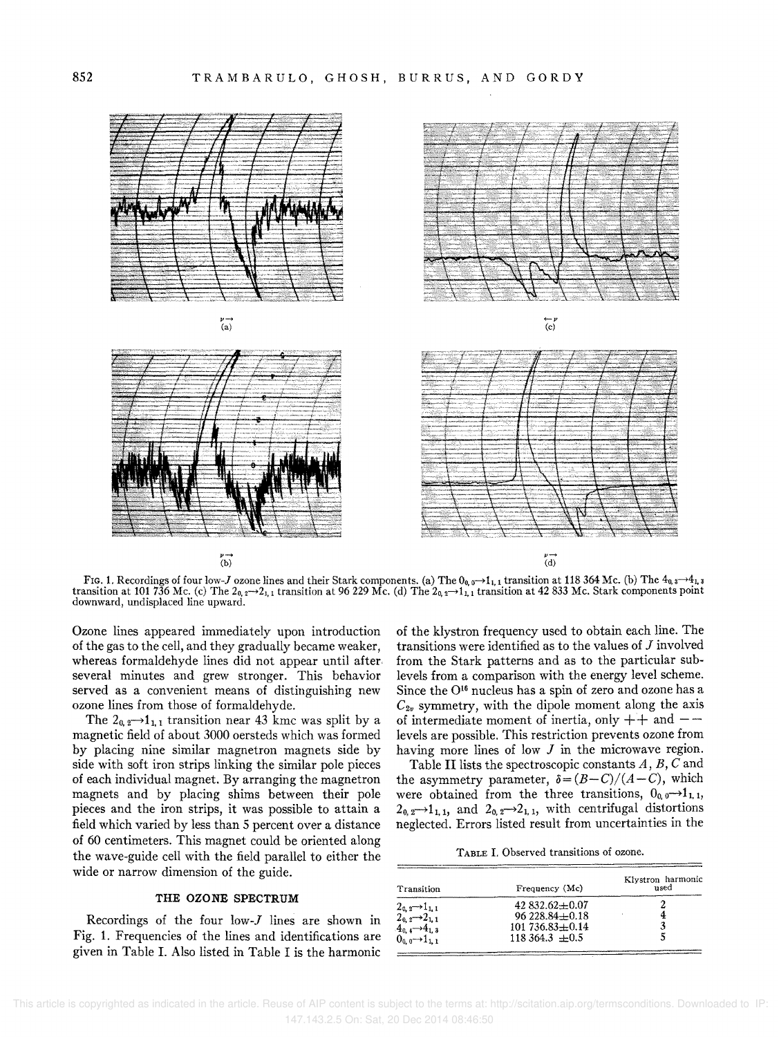FIG. 1. Recordings of four low-$J$ ozone lines and their Stark components. (a) The $0_{0,0}\rightarrow 1_{1,1}$ transition at 118 364 Mc. (b) The $4_{0,4}\rightarrow 4_{1,3}$ transition at 101 736 Mc. (c) The $2_{0,2}\rightarrow 2_{1,1}$ transition at 96 229 Mc. (d) The $2_{0,2}\rightarrow 1_{1,1}$ transition at 42 833 Mc. Stark components point downward, undisplaced line upward.

Ozone lines appeared immediately upon introduction of the gas to the cell, and they gradually became weaker, whereas formaldehyde lines did not appear until after several minutes and grew stronger. This behavior served as a convenient means of distinguishing new ozone lines from those of formaldehyde.

The $2_{0,2}\rightarrow 1_{1,1}$ transition near 43 kmc was split by a magnetic field of about 3000 oersteds which was formed by placing nine similar magnetron magnets side by side with soft iron strips linking the similar pole pieces of each individual magnet. By arranging the magnetron magnets and by placing shims between their pole pieces and the iron strips, it was possible to attain a field which varied by less than 5 percent over a distance of 60 centimeters. This magnet could be oriented along the wave-guide cell with the field parallel to either the wide or narrow dimension of the guide.

## THE OZONE SPECTRUM

Recordings of the four low-$J$ lines are shown in Fig. 1. Frequencies of the lines and identifications are given in Table I. Also listed in Table I is the harmonic of the klystron frequency used to obtain each line. The transitions were identified as to the values of $J$ involved from the Stark patterns and as to the particular sublevels from a comparison with the energy level scheme. Since the $O^{16}$ nucleus has a spin of zero and ozone has a $C_{2v}$ symmetry, with the dipole moment along the axis of intermediate moment of inertia, only $++$ and $--$ levels are possible. This restriction prevents ozone from having more lines of low $J$ in the microwave region.

Table II lists the spectroscopic constants $A$, $B$, $C$ and the asymmetry parameter, $\delta=(B-C)/(A-C)$, which were obtained from the three transitions, $0_{0,0}\rightarrow 1_{1,1}$, $2_{0,2}\rightarrow 1_{1,1}$, and $2_{0,2}\rightarrow 2_{1,1}$, with centrifugal distortions neglected. Errors listed result from uncertainties in the

TABLE I. Observed transitions of ozone.

| Transition | Frequency (Mc) | Klystron harmonic used |
|---|---|---|
| $2_{0,2}\rightarrow 1_{1,1}$ | 42 832.62±0.07 | 2 |
| $2_{0,2}\rightarrow 2_{1,1}$ | 96 228.84±0.18 | 4 |
| $4_{0,4}\rightarrow 4_{1,3}$ | 101 736.83±0.14 | 3 |
| $0_{0,0}\rightarrow 1_{1,1}$ | 118 364.3 ±0.5 | 5 |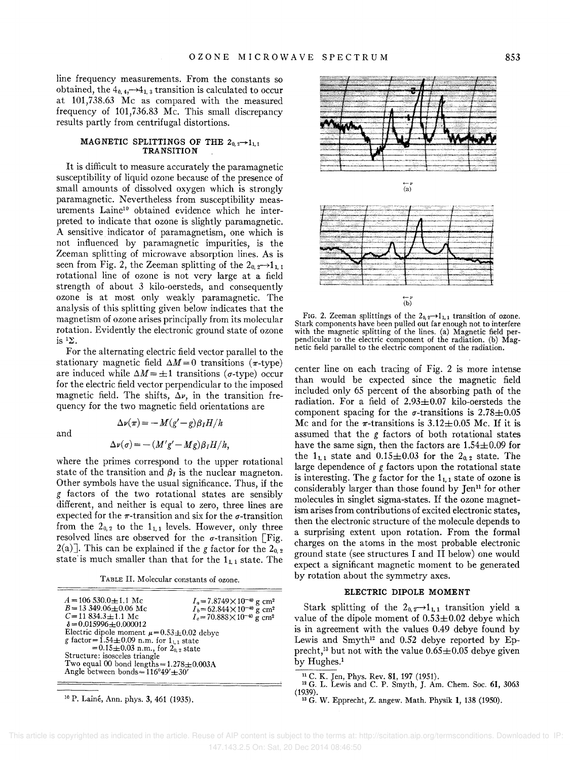line frequency measurements. From the constants so obtained, the $4_{0,4} \rightarrow 4_{1,3}$ transition is calculated to occur at 101,738.63 Mc as compared with the measured frequency of 101,736.83 Mc. This small discrepancy results partly from centrifugal distortions.

## MAGNETIC SPLITTINGS OF THE $2_{0,2} \rightarrow 1_{1,1}$ TRANSITION

It is difficult to measure accurately the paramagnetic susceptibility of liquid ozone because of the presence of small amounts of dissolved oxygen which is strongly paramagnetic. Nevertheless from susceptibility measurements Laine[10] obtained evidence which he interpreted to indicate that ozone is slightly paramagnetic. A sensitive indicator of paramagnetism, one which is not influenced by paramagnetic impurities, is the Zeeman splitting of microwave absorption lines. As is seen from Fig. 2, the Zeeman splitting of the $2_{0,2} \rightarrow 1_{1,1}$ rotational line of ozone is not very large at a field strength of about 3 kilo-oersteds, and consequently ozone is at most only weakly paramagnetic. The analysis of this splitting given below indicates that the magnetism of ozone arises principally from its molecular rotation. Evidently the electronic ground state of ozone is ${}^1\Sigma$.

For the alternating electric field vector parallel to the stationary magnetic field $\Delta M = 0$ transitions ($\pi$-type) are induced while $\Delta M = \pm 1$ transitions ($\sigma$-type) occur for the electric field vector perpendicular to the imposed magnetic field. The shifts, $\Delta \nu$, in the transition frequency for the two magnetic field orientations are

$$\Delta \nu(\pi) = -M(g' - g)\beta_I H/h$$

and

$$\Delta \nu(\sigma) = -(M'g' - Mg)\beta_I H/h,$$

where the primes correspond to the upper rotational state of the transition and $\beta_I$ is the nuclear magneton. Other symbols have the usual significance. Thus, if the $g$ factors of the two rotational states are sensibly different, and neither is equal to zero, three lines are expected for the $\pi$-transition and six for the $\sigma$-transition from the $2_{0,2}$ to the $1_{1,1}$ levels. However, only three resolved lines are observed for the $\sigma$-transition [Fig. 2(a)]. This can be explained if the $g$ factor for the $2_{0,2}$ state is much smaller than that for the $1_{1,1}$ state. The center line on each tracing of Fig. 2 is more intense than would be expected since the magnetic field included only 65 percent of the absorbing path of the radiation. For a field of $2.93 \pm 0.07$ kilo-oersteds the component spacing for the $\sigma$-transitions is $2.78 \pm 0.05$ Mc and for the $\pi$-transitions is $3.12 \pm 0.05$ Mc. If it is assumed that the $g$ factors of both rotational states have the same sign, then the factors are $1.54 \pm 0.09$ for the $1_{1,1}$ state and $0.15 \pm 0.03$ for the $2_{0,2}$ state. The large dependence of $g$ factors upon the rotational state is interesting. The $g$ factor for the $1_{1,1}$ state of ozone is considerably larger than those found by Jen[11] for other molecules in singlet sigma-states. If the ozone magnetism arises from contributions of excited electronic states, then the electronic structure of the molecule depends to a surprising extent upon rotation. From the formal charges on the atoms in the most probable electronic ground state (see structures I and II below) one would expect a significant magnetic moment to be generated by rotation about the symmetry axes.

TABLE II. Molecular constants of ozone.

| | |
|---|---|
| $A = 106\,530.0 \pm 1.1$ Mc | $I_a = 7.8749 \times 10^{-40}$ g cm² |
| $B = 13\,349.06 \pm 0.06$ Mc | $I_b = 62.844 \times 10^{-40}$ g cm² |
| $C = 11\,834.3 \pm 1.1$ Mc | $I_c = 70.888 \times 10^{-40}$ g cm² |
| $\delta = 0.015996 \pm 0.000012$ | |

Electric dipole moment $\mu = 0.53 \pm 0.02$ debye
$g$ factor $= 1.54 \pm 0.09$ n.m. for $1_{1,1}$ state
$= 0.15 \pm 0.03$ n.m., for $2_{0,2}$ state
Structure: isosceles triangle
Two equal OO bond lengths $= 1.278 \pm 0.003$A
Angle between bonds $= 116°49' \pm 30'$

←ν
(a)

←ν
(b)

FIG. 2. Zeeman splittings of the $2_{0,2} \rightarrow 1_{1,1}$ transition of ozone. Stark components have been pulled out far enough not to interfere with the magnetic splitting of the lines. (a) Magnetic field perpendicular to the electric component of the radiation. (b) Magnetic field parallel to the electric component of the radiation.

## ELECTRIC DIPOLE MOMENT

Stark splitting of the $2_{0,2} \rightarrow 1_{1,1}$ transition yield a value of the dipole moment of $0.53 \pm 0.02$ debye which is in agreement with the values 0.49 debye found by Lewis and Smyth[12] and 0.52 debye reported by Epprecht,[13] but not with the value $0.65 \pm 0.05$ debye given by Hughes.[1]

[10] P. Lainé, Ann. phys. 3, 461 (1935).

[11] C. K. Jen, Phys. Rev. 81, 197 (1951).

[12] G. L. Lewis and C. P. Smyth, J. Am. Chem. Soc. 61, 3063 (1939).

[13] G. W. Epprecht, Z. angew. Math. Physik 1, 138 (1950).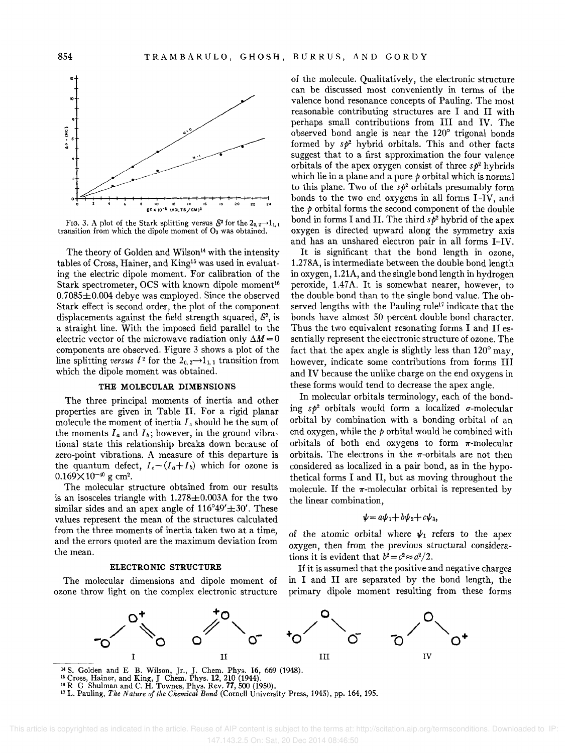M=0

M=1

$\Delta\nu$ - (MC)

0 2 4 6 8 10 12 14 16 18 20 22 24

$\mathcal{E}^2 \times 10^{-6}$ (VOLTS/CM)$^2$

FIG. 3. A plot of the Stark splitting versus $\mathcal{E}^2$ for the $2_{0,2}\rightarrow 1_{1,1}$ transition from which the dipole moment of $O_3$ was obtained.

The theory of Golden and Wilson[14] with the intensity tables of Cross, Hainer, and King[15] was used in evaluating the electric dipole moment. For calibration of the Stark spectrometer, OCS with known dipole moment[16] $0.7085\pm0.004$ debye was employed. Since the observed Stark effect is second order, the plot of the component displacements against the field strength squared, $\mathcal{E}^2$, is a straight line. With the imposed field parallel to the electric vector of the microwave radiation only $\Delta M=0$ components are observed. Figure 3 shows a plot of the line splitting *versus* $\mathcal{E}^2$ for the $2_{0,2}\rightarrow 1_{1,1}$ transition from which the dipole moment was obtained.

## THE MOLECULAR DIMENSIONS

The three principal moments of inertia and other properties are given in Table II. For a rigid planar molecule the moment of inertia $I_c$ should be the sum of the moments $I_a$ and $I_b$; however, in the ground vibrational state this relationship breaks down because of zero-point vibrations. A measure of this departure is the quantum defect, $I_c-(I_a+I_b)$ which for ozone is $0.169\times10^{-40}$ g cm$^2$.

The molecular structure obtained from our results is an isosceles triangle with $1.278\pm0.003$A for the two similar sides and an apex angle of $116°49'\pm30'$. These values represent the mean of the structures calculated from the three moments of inertia taken two at a time, and the errors quoted are the maximum deviation from the mean.

## ELECTRONIC STRUCTURE

The molecular dimensions and dipole moment of ozone throw light on the complex electronic structure of the molecule. Qualitatively, the electronic structure can be discussed most conveniently in terms of the valence bond resonance concepts of Pauling. The most reasonable contributing structures are I and II with perhaps small contributions from III and IV. The observed bond angle is near the 120° trigonal bonds formed by $sp^2$ hybrid orbitals. This and other facts suggest that to a first approximation the four valence orbitals of the apex oxygen consist of three $sp^2$ hybrids which lie in a plane and a pure $p$ orbital which is normal to this plane. Two of the $sp^2$ orbitals presumably form bonds to the two end oxygens in all forms I–IV, and the $p$ orbital forms the second component of the double bond in forms I and II. The third $sp^2$ hybrid of the apex oxygen is directed upward along the symmetry axis and has an unshared electron pair in all forms I–IV.

It is significant that the bond length in ozone, 1.278A, is intermediate between the double bond length in oxygen, 1.21A, and the single bond length in hydrogen peroxide, 1.47A. It is somewhat nearer, however, to the double bond than to the single bond value. The observed lengths with the Pauling rule[17] indicate that the bonds have almost 50 percent double bond character. Thus the two equivalent resonating forms I and II essentially represent the electronic structure of ozone. The fact that the apex angle is slightly less than 120° may, however, indicate some contributions from forms III and IV because the unlike charge on the end oxygens in these forms would tend to decrease the apex angle.

In molecular orbitals terminology, each of the bonding $sp^2$ orbitals would form a localized $\sigma$-molecular orbital by combination with a bonding orbital of an end oxygen, while the $p$ orbital would be combined with orbitals of both end oxygens to form $\pi$-molecular orbitals. The electrons in the $\pi$-orbitals are not then considered as localized in a pair bond, as in the hypothetical forms I and II, but as moving throughout the molecule. If the $\pi$-molecular orbital is represented by the linear combination,

$$\psi = a\psi_1 + b\psi_2 + c\psi_3,$$

of the atomic orbital where $\psi_1$ refers to the apex oxygen, then from the previous structural considerations it is evident that $b^2=c^2\approx a^2/2$.

If it is assumed that the positive and negative charges in I and II are separated by the bond length, the primary dipole moment resulting from these forms

I II III IV

[14] S. Golden and E. B. Wilson, Jr., J. Chem. Phys. 16, 669 (1948).
[15] Cross, Hainer, and King, J. Chem. Phys. 12, 210 (1944).
[16] R. G. Shulman and C. H. Townes, Phys. Rev. 77, 500 (1950).
[17] L. Pauling, *The Nature of the Chemical Bond* (Cornell University Press, 1945), pp. 164, 195.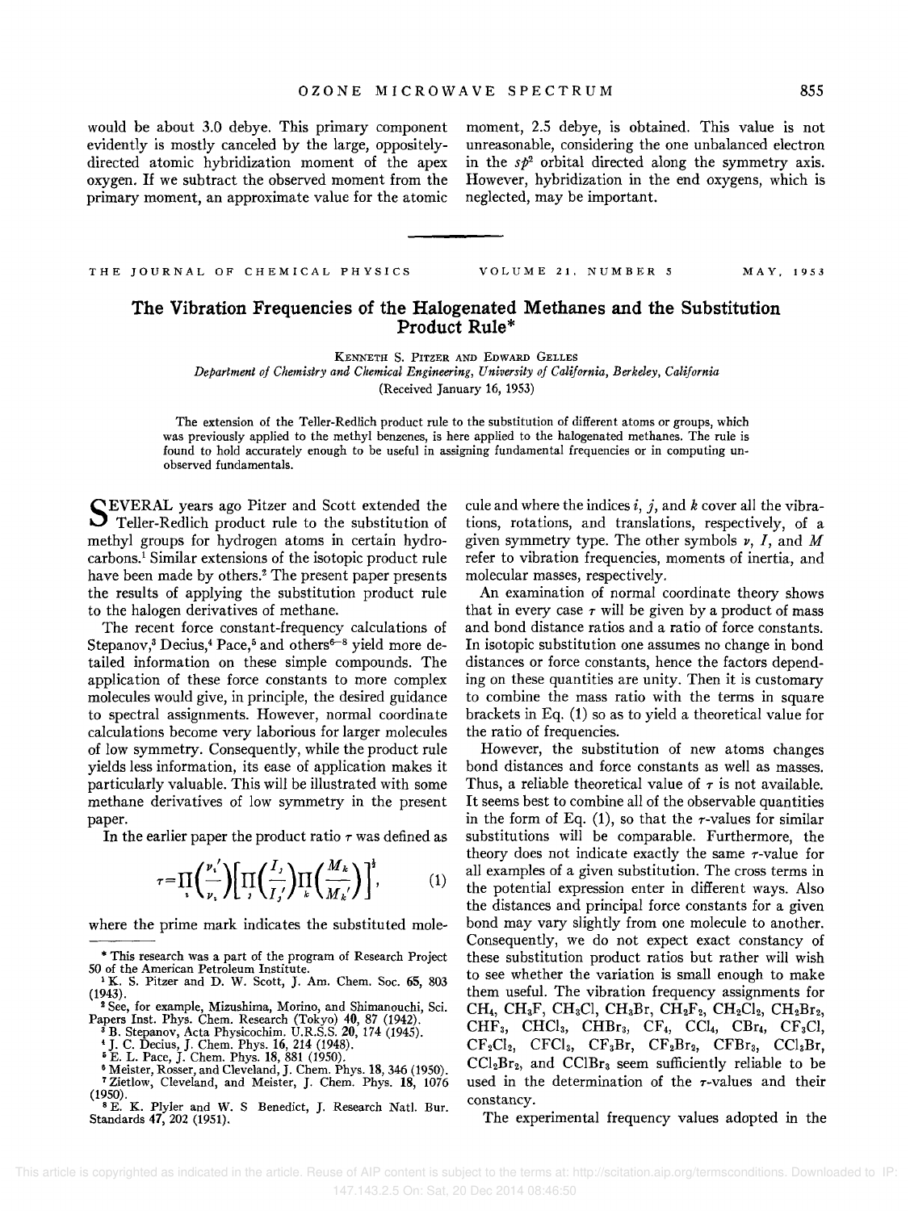would be about 3.0 debye. This primary component evidently is mostly canceled by the large, oppositely-directed atomic hybridization moment of the apex oxygen. If we subtract the observed moment from the primary moment, an approximate value for the atomic moment, 2.5 debye, is obtained. This value is not unreasonable, considering the one unbalanced electron in the $sp^2$ orbital directed along the symmetry axis. However, hybridization in the end oxygens, which is neglected, may be important.

---

THE JOURNAL OF CHEMICAL PHYSICS VOLUME 21, NUMBER 5 MAY, 1953

# The Vibration Frequencies of the Halogenated Methanes and the Substitution Product Rule*

KENNETH S. PITZER AND EDWARD GELLES

*Department of Chemistry and Chemical Engineering, University of California, Berkeley, California*

(Received January 16, 1953)

The extension of the Teller-Redlich product rule to the substitution of different atoms or groups, which was previously applied to the methyl benzenes, is here applied to the halogenated methanes. The rule is found to hold accurately enough to be useful in assigning fundamental frequencies or in computing unobserved fundamentals.

SEVERAL years ago Pitzer and Scott extended the Teller-Redlich product rule to the substitution of methyl groups for hydrogen atoms in certain hydrocarbons.[1] Similar extensions of the isotopic product rule have been made by others.[2] The present paper presents the results of applying the substitution product rule to the halogen derivatives of methane.

The recent force constant-frequency calculations of Stepanov,[3] Decius,[4] Pace,[5] and others[6–8] yield more detailed information on these simple compounds. The application of these force constants to more complex molecules would give, in principle, the desired guidance to spectral assignments. However, normal coordinate calculations become very laborious for larger molecules of low symmetry. Consequently, while the product rule yields less information, its ease of application makes it particularly valuable. This will be illustrated with some methane derivatives of low symmetry in the present paper.

In the earlier paper the product ratio $\tau$ was defined as

$$\tau=\prod_i\left(\frac{\nu_i'}{\nu_i}\right)\left[\prod_j\left(\frac{I_j}{I_j'}\right)\prod_k\left(\frac{M_k}{M_k'}\right)\right]^{\frac{1}{2}}, \tag{1}$$

where the prime mark indicates the substituted molecule and where the indices $i$, $j$, and $k$ cover all the vibrations, rotations, and translations, respectively, of a given symmetry type. The other symbols $\nu$, $I$, and $M$ refer to vibration frequencies, moments of inertia, and molecular masses, respectively.

An examination of normal coordinate theory shows that in every case $\tau$ will be given by a product of mass and bond distance ratios and a ratio of force constants. In isotopic substitution one assumes no change in bond distances or force constants, hence the factors depending on these quantities are unity. Then it is customary to combine the mass ratio with the terms in square brackets in Eq. (1) so as to yield a theoretical value for the ratio of frequencies.

However, the substitution of new atoms changes bond distances and force constants as well as masses. Thus, a reliable theoretical value of $\tau$ is not available. It seems best to combine all of the observable quantities in the form of Eq. (1), so that the $\tau$-values for similar substitutions will be comparable. Furthermore, the theory does not indicate exactly the same $\tau$-value for all examples of a given substitution. The cross terms in the potential expression enter in different ways. Also the distances and principal force constants for a given bond may vary slightly from one molecule to another. Consequently, we do not expect exact constancy of these substitution product ratios but rather will wish to see whether the variation is small enough to make them useful. The vibration frequency assignments for $CH_4$, $CH_3F$, $CH_3Cl$, $CH_3Br$, $CH_2F_2$, $CH_2Cl_2$, $CH_2Br_2$, $CHF_3$, $CHCl_3$, $CHBr_3$, $CF_4$, $CCl_4$, $CBr_4$, $CF_3Cl$, $CF_2Cl_2$, $CFCl_3$, $CF_3Br$, $CF_2Br_2$, $CFBr_3$, $CCl_3Br$, $CCl_2Br_2$, and $CClBr_3$ seem sufficiently reliable to be used in the determination of the $\tau$-values and their constancy.

The experimental frequency values adopted in the

---

\* This research was a part of the program of Research Project 50 of the American Petroleum Institute.

[1] K. S. Pitzer and D. W. Scott, J. Am. Chem. Soc. 65, 803 (1943).

[2] See, for example, Mizushima, Morino, and Shimanouchi, Sci. Papers Inst. Phys. Chem. Research (Tokyo) 40, 87 (1942).

[3] B. Stepanov, Acta Physicochim. U.R.S.S. 20, 174 (1945).

[4] J. C. Decius, J. Chem. Phys. 16, 214 (1948).

[5] E. L. Pace, J. Chem. Phys. 18, 881 (1950).

[6] Meister, Rosser, and Cleveland, J. Chem. Phys. 18, 346 (1950).

[7] Zietlow, Cleveland, and Meister, J. Chem. Phys. 18, 1076 (1950).

[8] E. K. Plyler and W. S Benedict, J. Research Natl. Bur. Standards 47, 202 (1951).